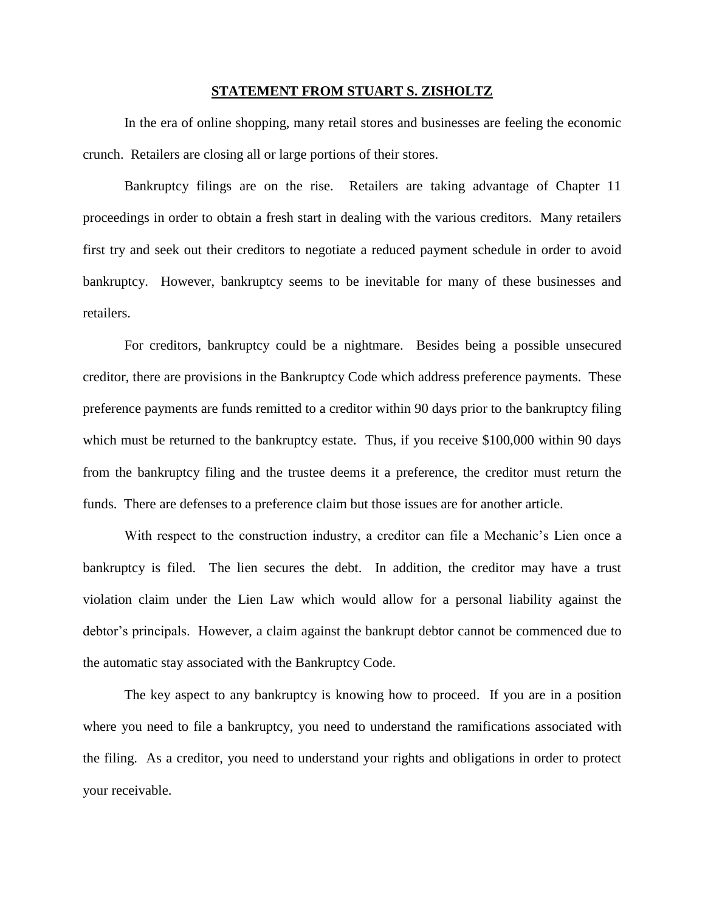**STATEMENT FROM STUART S. ZISHOLTZ**

In the era of online shopping, many retail stores and businesses are feeling the economic crunch. Retailers are closing all or large portions of their stores.

Bankruptcy filings are on the rise. Retailers are taking advantage of Chapter 11 proceedings in order to obtain a fresh start in dealing with the various creditors. Many retailers first try and seek out their creditors to negotiate a reduced payment schedule in order to avoid bankruptcy. However, bankruptcy seems to be inevitable for many of these businesses and retailers.

For creditors, bankruptcy could be a nightmare. Besides being a possible unsecured creditor, there are provisions in the Bankruptcy Code which address preference payments. These preference payments are funds remitted to a creditor within 90 days prior to the bankruptcy filing which must be returned to the bankruptcy estate. Thus, if you receive $100,000 within 90 days from the bankruptcy filing and the trustee deems it a preference, the creditor must return the funds. There are defenses to a preference claim but those issues are for another article.

With respect to the construction industry, a creditor can file a Mechanic's Lien once a bankruptcy is filed. The lien secures the debt. In addition, the creditor may have a trust violation claim under the Lien Law which would allow for a personal liability against the debtor's principals. However, a claim against the bankrupt debtor cannot be commenced due to the automatic stay associated with the Bankruptcy Code.

The key aspect to any bankruptcy is knowing how to proceed. If you are in a position where you need to file a bankruptcy, you need to understand the ramifications associated with the filing. As a creditor, you need to understand your rights and obligations in order to protect your receivable.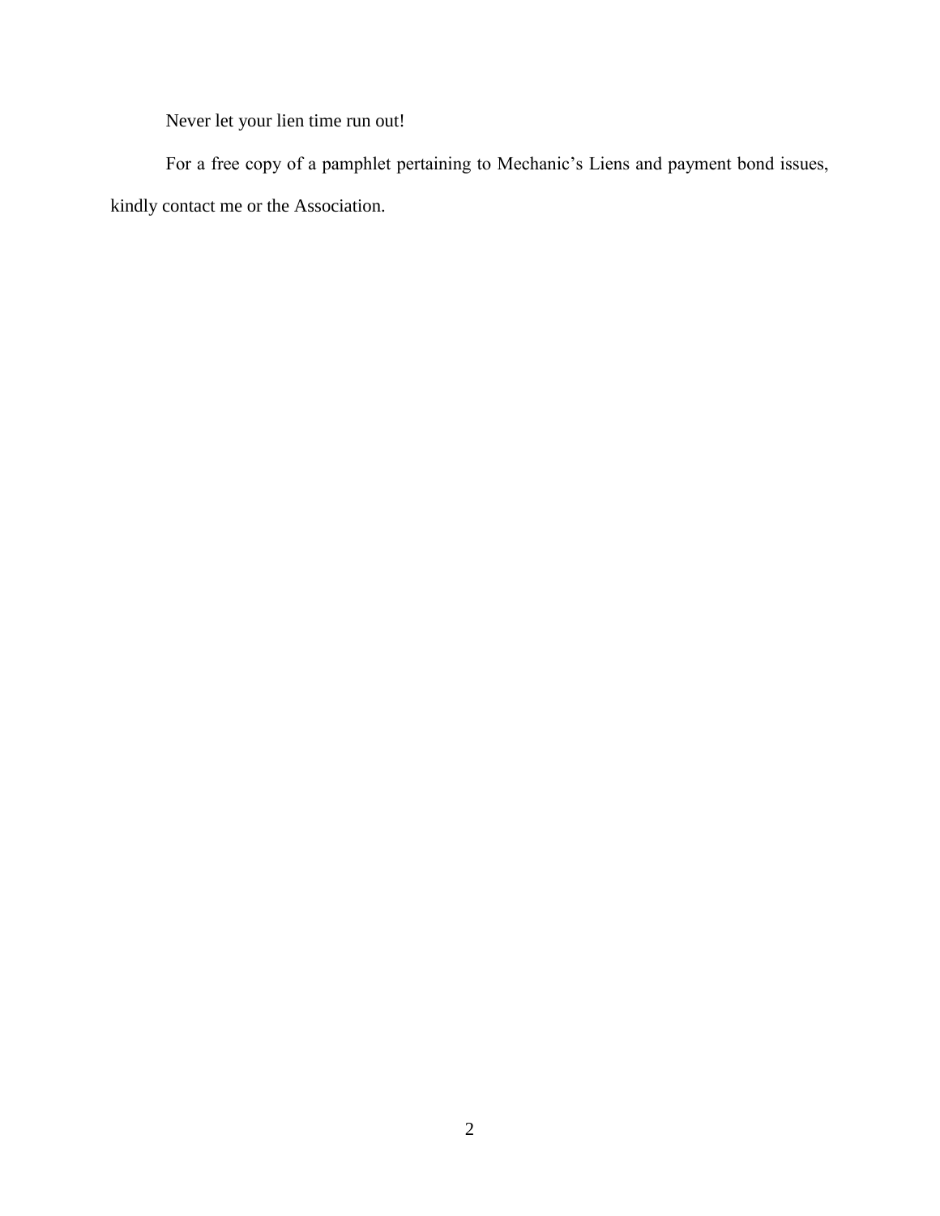Never let your lien time run out!

For a free copy of a pamphlet pertaining to Mechanic's Liens and payment bond issues, kindly contact me or the Association.